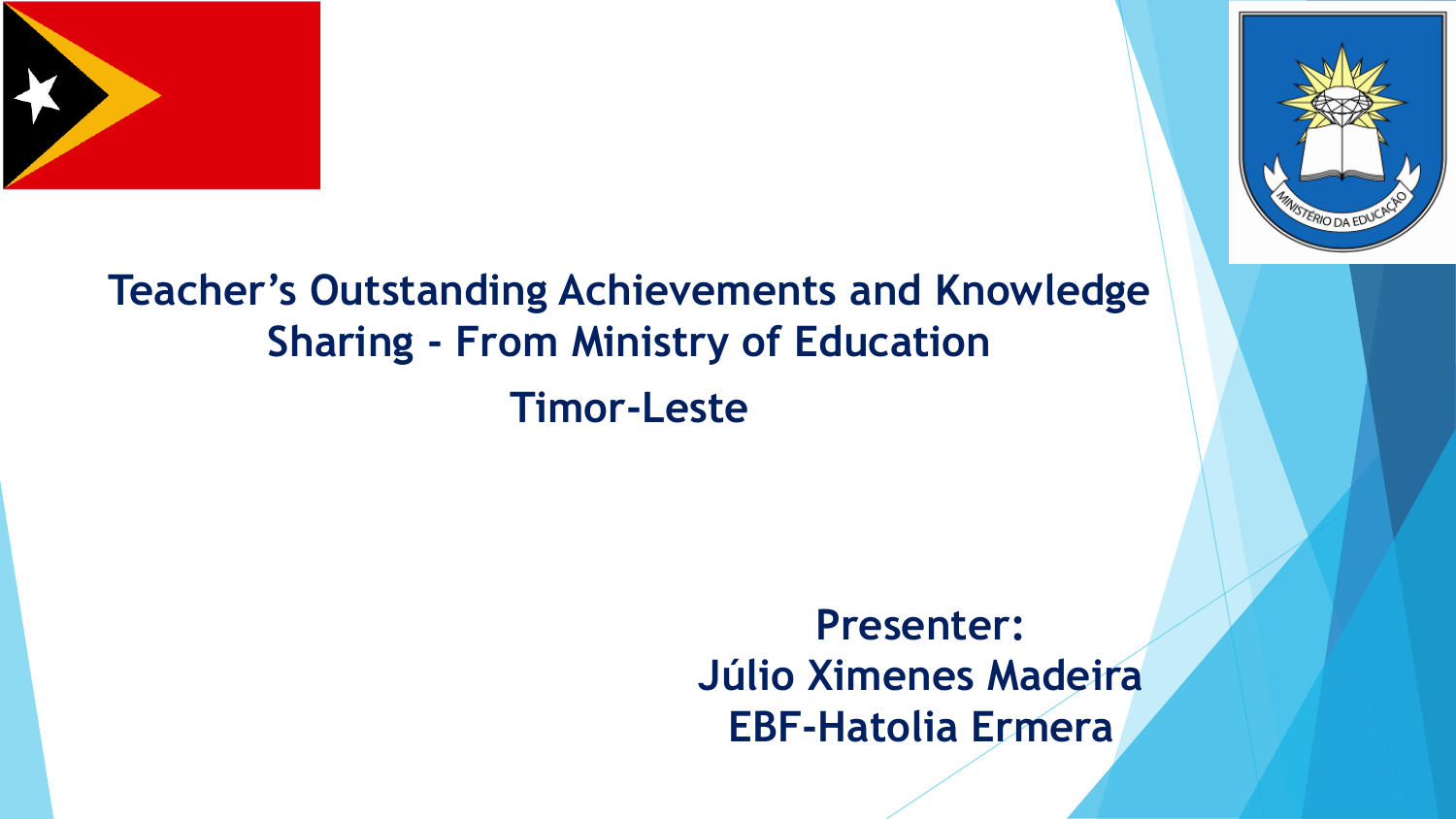# Teacher's Outstanding Achievements and Knowledge Sharing - From Ministry of Education

## Timor-Leste

**Presenter:**
**Júlio Ximenes Madeira**
**EBF-Hatolia Ermera**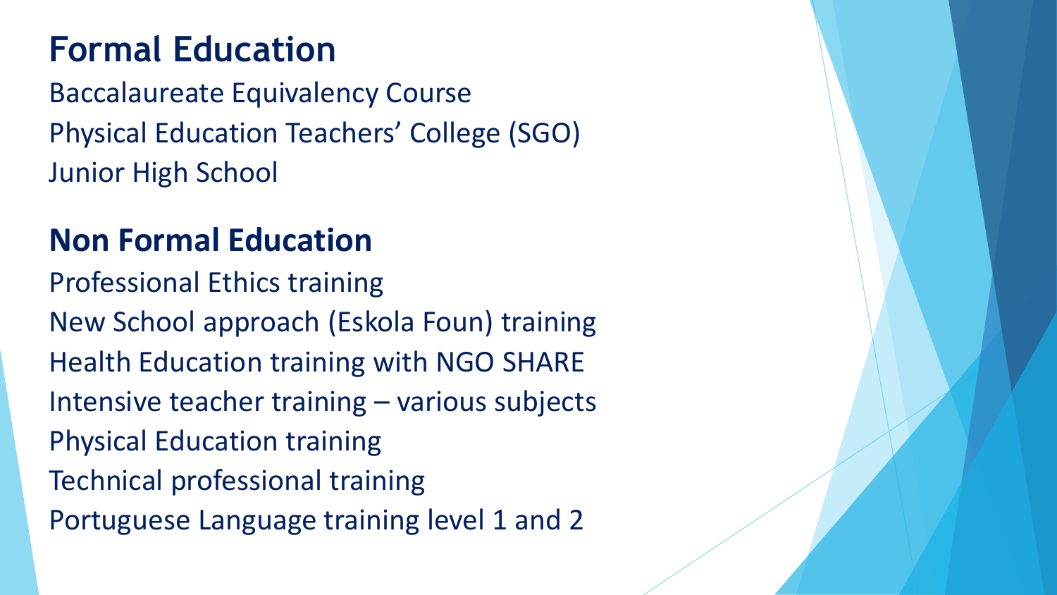## Formal Education

Baccalaureate Equivalency Course
Physical Education Teachers' College (SGO)
Junior High School

## Non Formal Education

Professional Ethics training
New School approach (Eskola Foun) training
Health Education training with NGO SHARE
Intensive teacher training – various subjects
Physical Education training
Technical professional training
Portuguese Language training level 1 and 2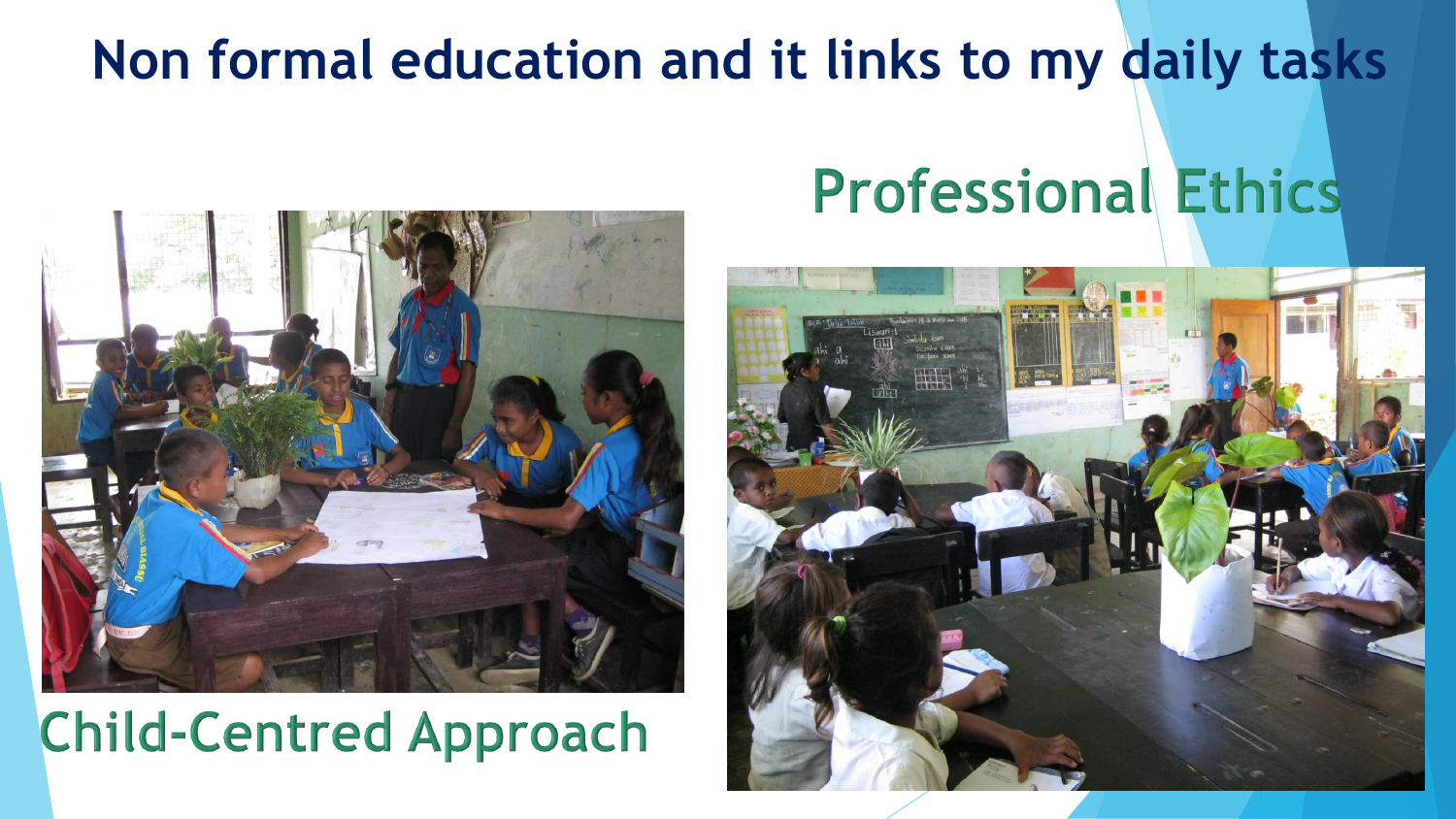# Non formal education and it links to my daily tasks

## Professional Ethics

## Child-Centred Approach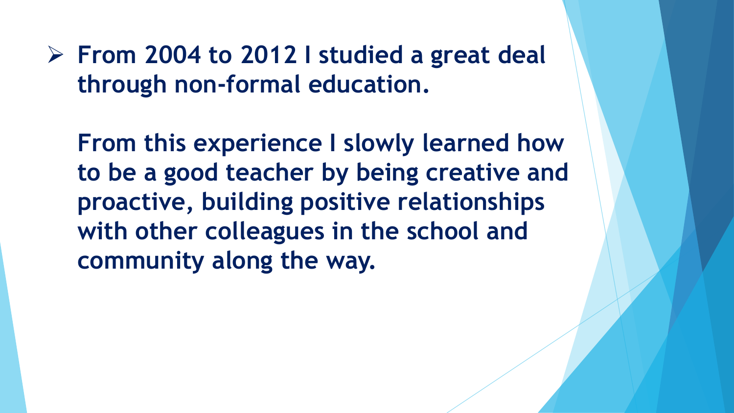- **From 2004 to 2012 I studied a great deal through non-formal education.**

  **From this experience I slowly learned how to be a good teacher by being creative and proactive, building positive relationships with other colleagues in the school and community along the way.**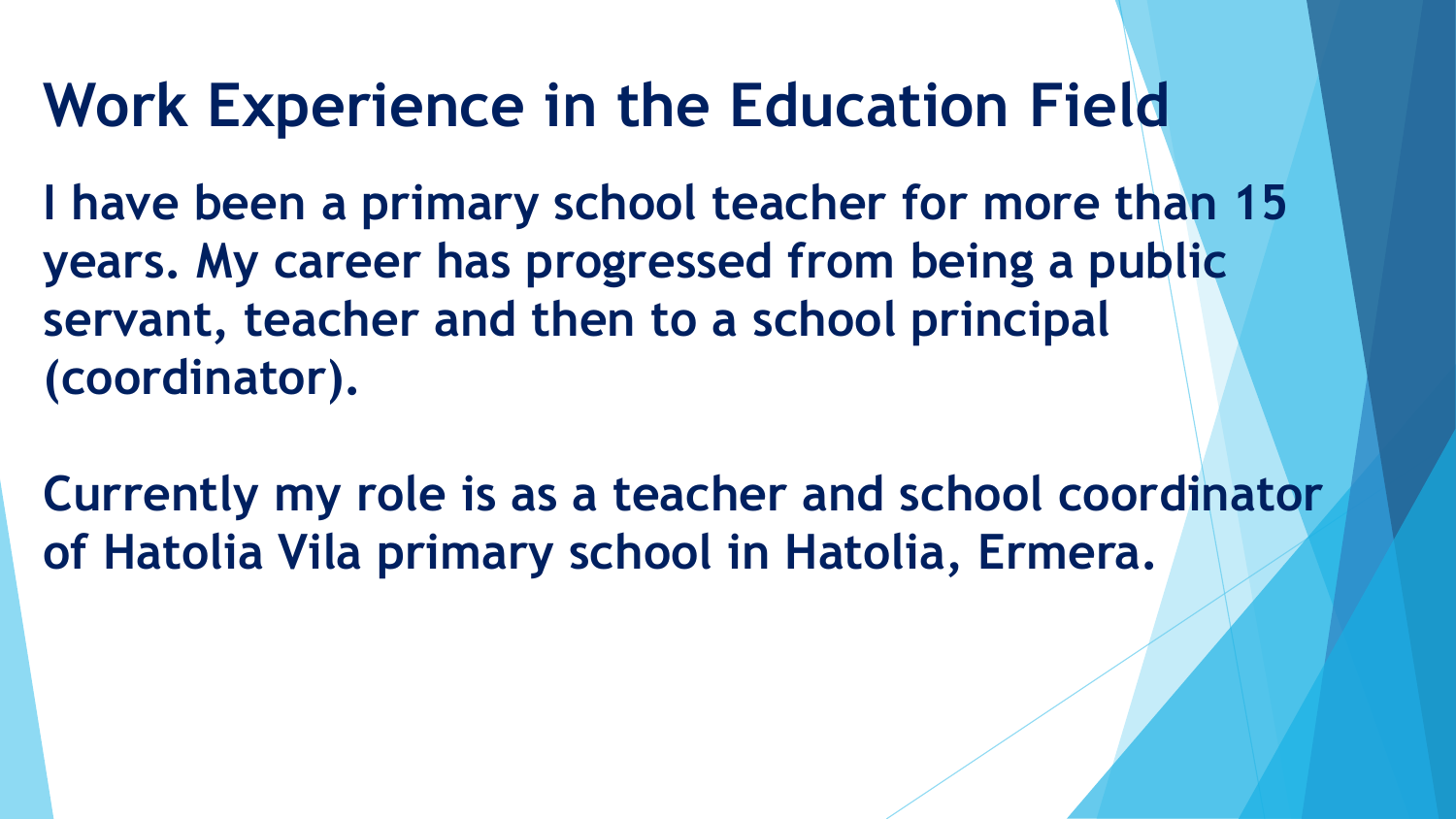# Work Experience in the Education Field

**I have been a primary school teacher for more than 15 years. My career has progressed from being a public servant, teacher and then to a school principal (coordinator).**

**Currently my role is as a teacher and school coordinator of Hatolia Vila primary school in Hatolia, Ermera.**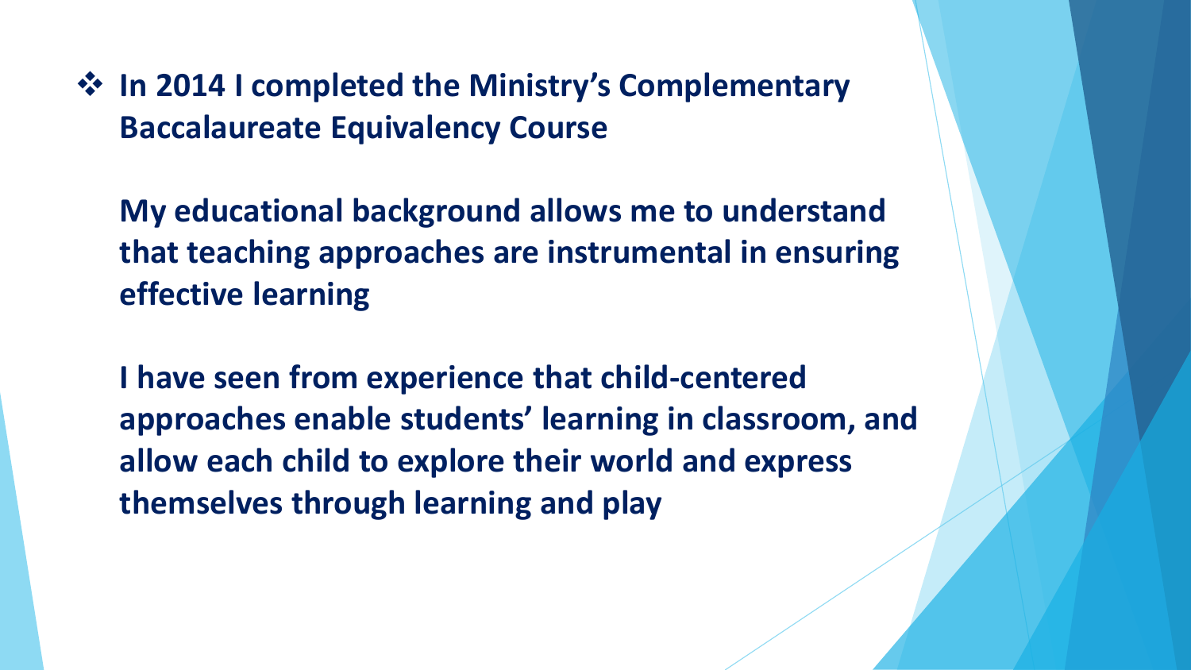- **In 2014 I completed the Ministry's Complementary Baccalaureate Equivalency Course**

  **My educational background allows me to understand that teaching approaches are instrumental in ensuring effective learning**

  **I have seen from experience that child-centered approaches enable students' learning in classroom, and allow each child to explore their world and express themselves through learning and play**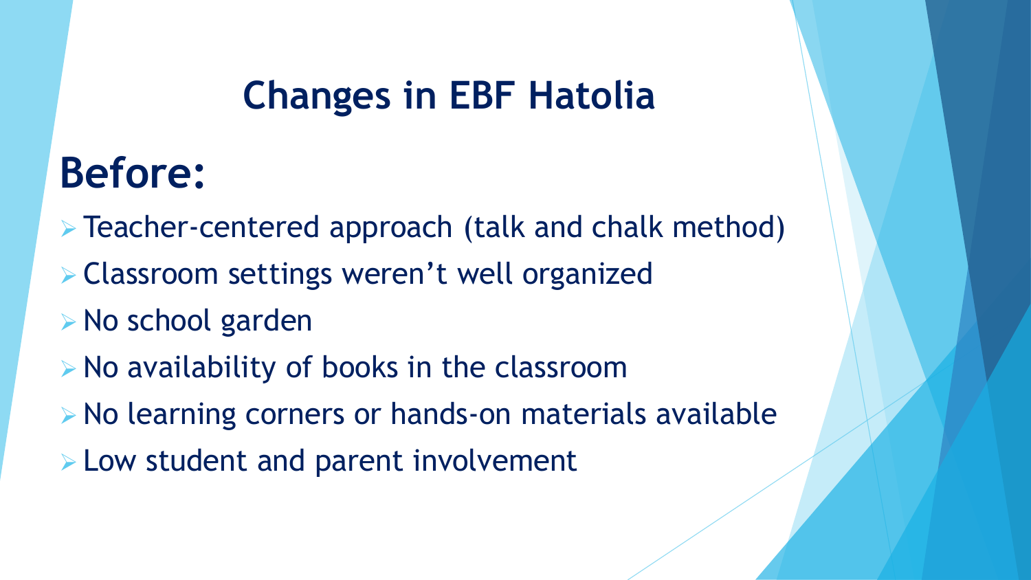# Changes in EBF Hatolia

## Before:

- Teacher-centered approach (talk and chalk method)
- Classroom settings weren't well organized
- No school garden
- No availability of books in the classroom
- No learning corners or hands-on materials available
- Low student and parent involvement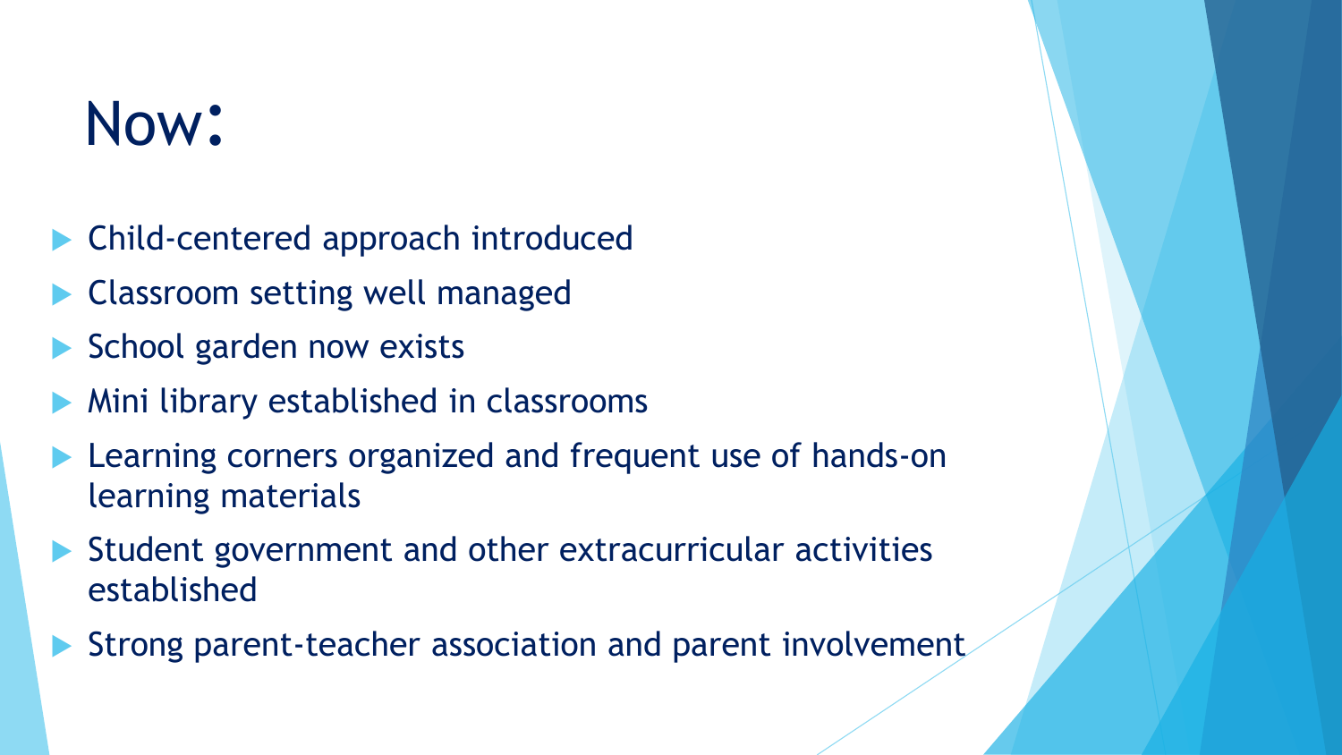# Now:

- Child-centered approach introduced
- Classroom setting well managed
- School garden now exists
- Mini library established in classrooms
- Learning corners organized and frequent use of hands-on learning materials
- Student government and other extracurricular activities established
- Strong parent-teacher association and parent involvement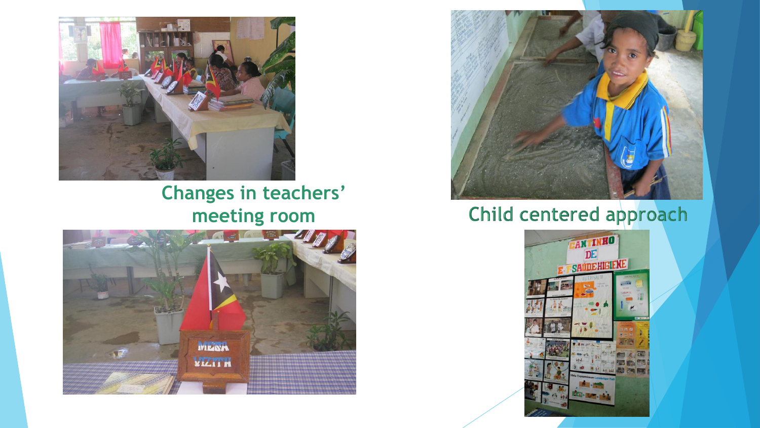Changes in teachers' meeting room

Child centered approach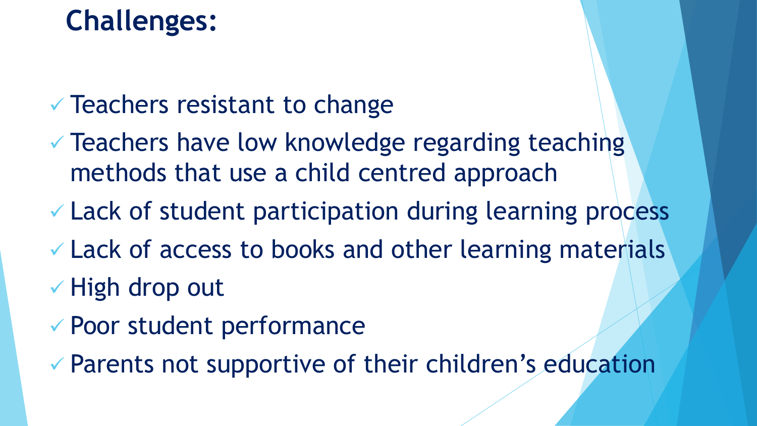# Challenges:

- ✓ Teachers resistant to change
- ✓ Teachers have low knowledge regarding teaching methods that use a child centred approach
- ✓ Lack of student participation during learning process
- ✓ Lack of access to books and other learning materials
- ✓ High drop out
- ✓ Poor student performance
- ✓ Parents not supportive of their children's education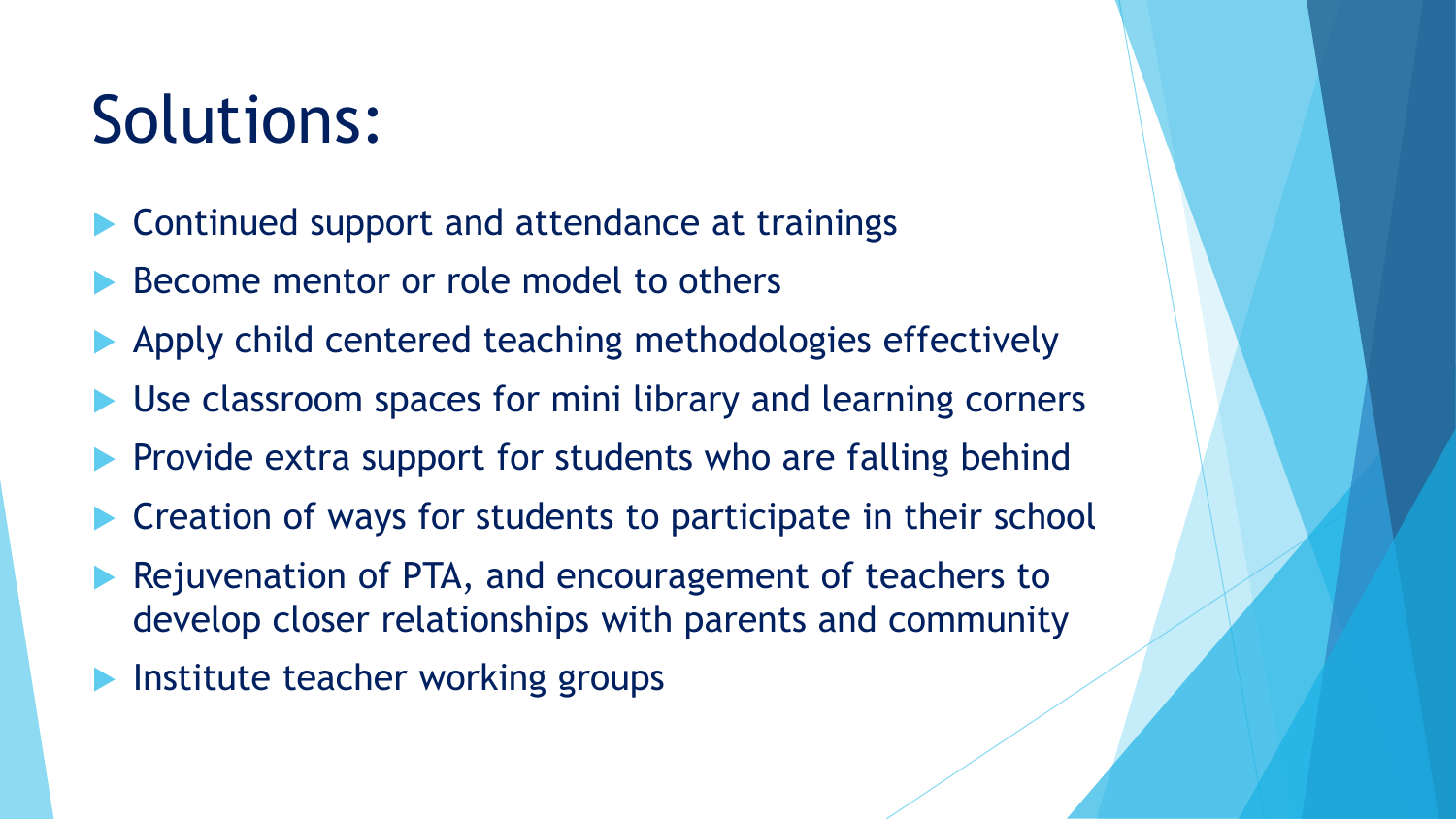# Solutions:

- Continued support and attendance at trainings
- Become mentor or role model to others
- Apply child centered teaching methodologies effectively
- Use classroom spaces for mini library and learning corners
- Provide extra support for students who are falling behind
- Creation of ways for students to participate in their school
- Rejuvenation of PTA, and encouragement of teachers to develop closer relationships with parents and community
- Institute teacher working groups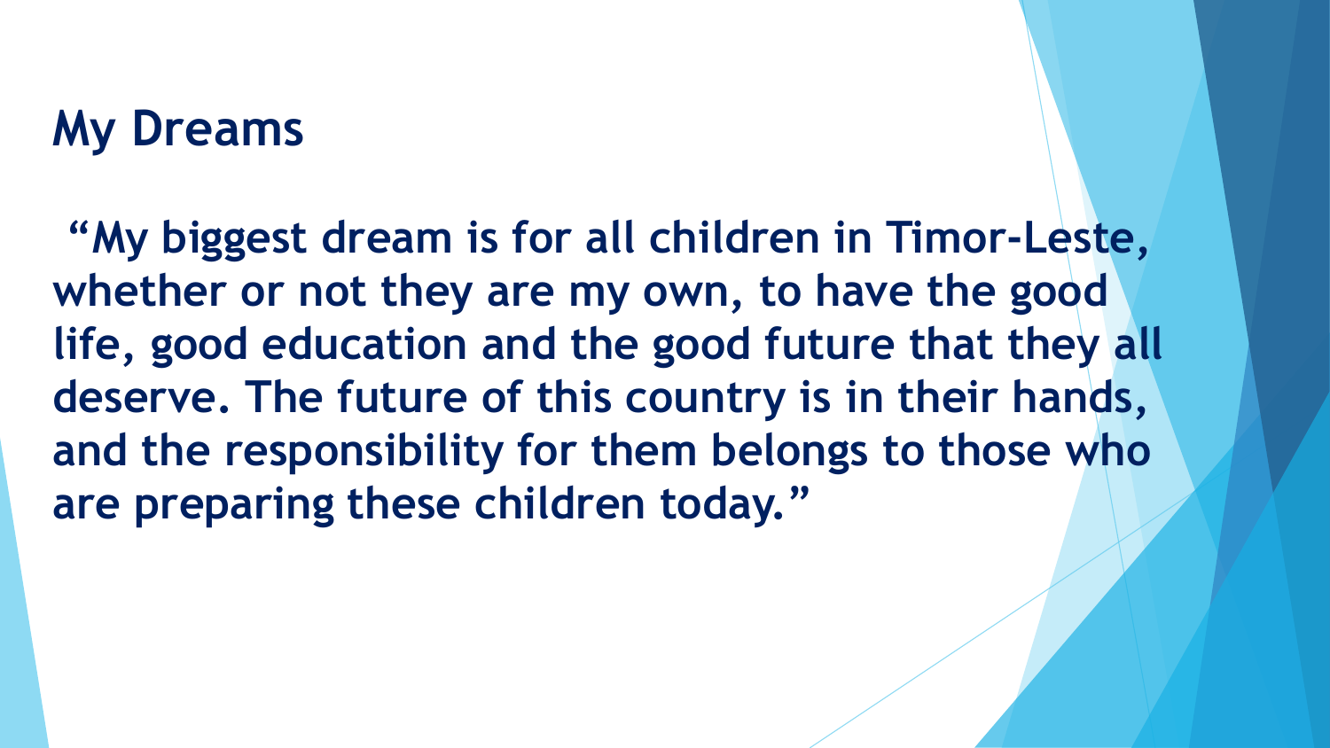# My Dreams

**"My biggest dream is for all children in Timor-Leste, whether or not they are my own, to have the good life, good education and the good future that they all deserve. The future of this country is in their hands, and the responsibility for them belongs to those who are preparing these children today."**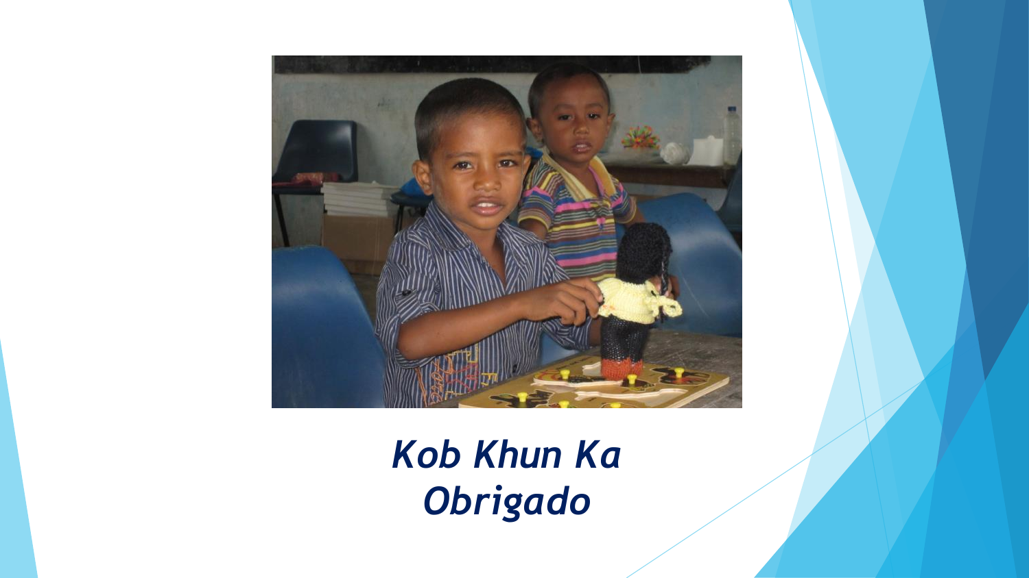*Kob Khun Ka*
*Obrigado*